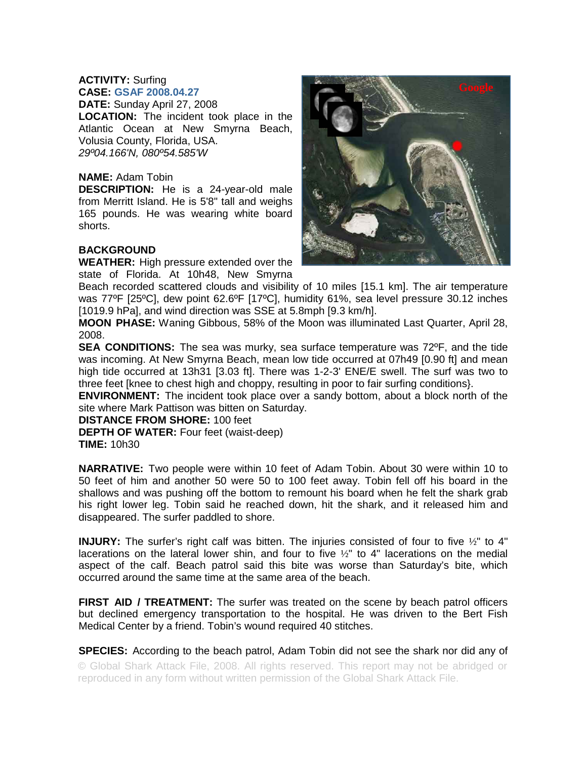**ACTIVITY:** Surfing
**CASE:** GSAF 2008.04.27
**DATE:** Sunday April 27, 2008
**LOCATION:** The incident took place in the Atlantic Ocean at New Smyrna Beach, Volusia County, Florida, USA.
*29º04.166'N, 080º54.585'W*

**NAME:** Adam Tobin
**DESCRIPTION:** He is a 24-year-old male from Merritt Island. He is 5'8" tall and weighs 165 pounds. He was wearing white board shorts.

**BACKGROUND**
**WEATHER:** High pressure extended over the state of Florida. At 10h48, New Smyrna Beach recorded scattered clouds and visibility of 10 miles [15.1 km]. The air temperature was 77ºF [25ºC], dew point 62.6ºF [17ºC], humidity 61%, sea level pressure 30.12 inches [1019.9 hPa], and wind direction was SSE at 5.8mph [9.3 km/h].
**MOON PHASE:** Waning Gibbous, 58% of the Moon was illuminated Last Quarter, April 28, 2008.
**SEA CONDITIONS:** The sea was murky, sea surface temperature was 72ºF, and the tide was incoming. At New Smyrna Beach, mean low tide occurred at 07h49 [0.90 ft] and mean high tide occurred at 13h31 [3.03 ft]. There was 1-2-3' ENE/E swell. The surf was two to three feet [knee to chest high and choppy, resulting in poor to fair surfing conditions}.
**ENVIRONMENT:** The incident took place over a sandy bottom, about a block north of the site where Mark Pattison was bitten on Saturday.
**DISTANCE FROM SHORE:** 100 feet
**DEPTH OF WATER:** Four feet (waist-deep)
**TIME:** 10h30

**NARRATIVE:** Two people were within 10 feet of Adam Tobin. About 30 were within 10 to 50 feet of him and another 50 were 50 to 100 feet away. Tobin fell off his board in the shallows and was pushing off the bottom to remount his board when he felt the shark grab his right lower leg. Tobin said he reached down, hit the shark, and it released him and disappeared. The surfer paddled to shore.

**INJURY:** The surfer's right calf was bitten. The injuries consisted of four to five ½" to 4" lacerations on the lateral lower shin, and four to five ½" to 4" lacerations on the medial aspect of the calf. Beach patrol said this bite was worse than Saturday's bite, which occurred around the same time at the same area of the beach.

**FIRST AID / TREATMENT:** The surfer was treated on the scene by beach patrol officers but declined emergency transportation to the hospital. He was driven to the Bert Fish Medical Center by a friend. Tobin's wound required 40 stitches.

**SPECIES:** According to the beach patrol, Adam Tobin did not see the shark nor did any of

© Global Shark Attack File, 2008. All rights reserved. This report may not be abridged or reproduced in any form without written permission of the Global Shark Attack File.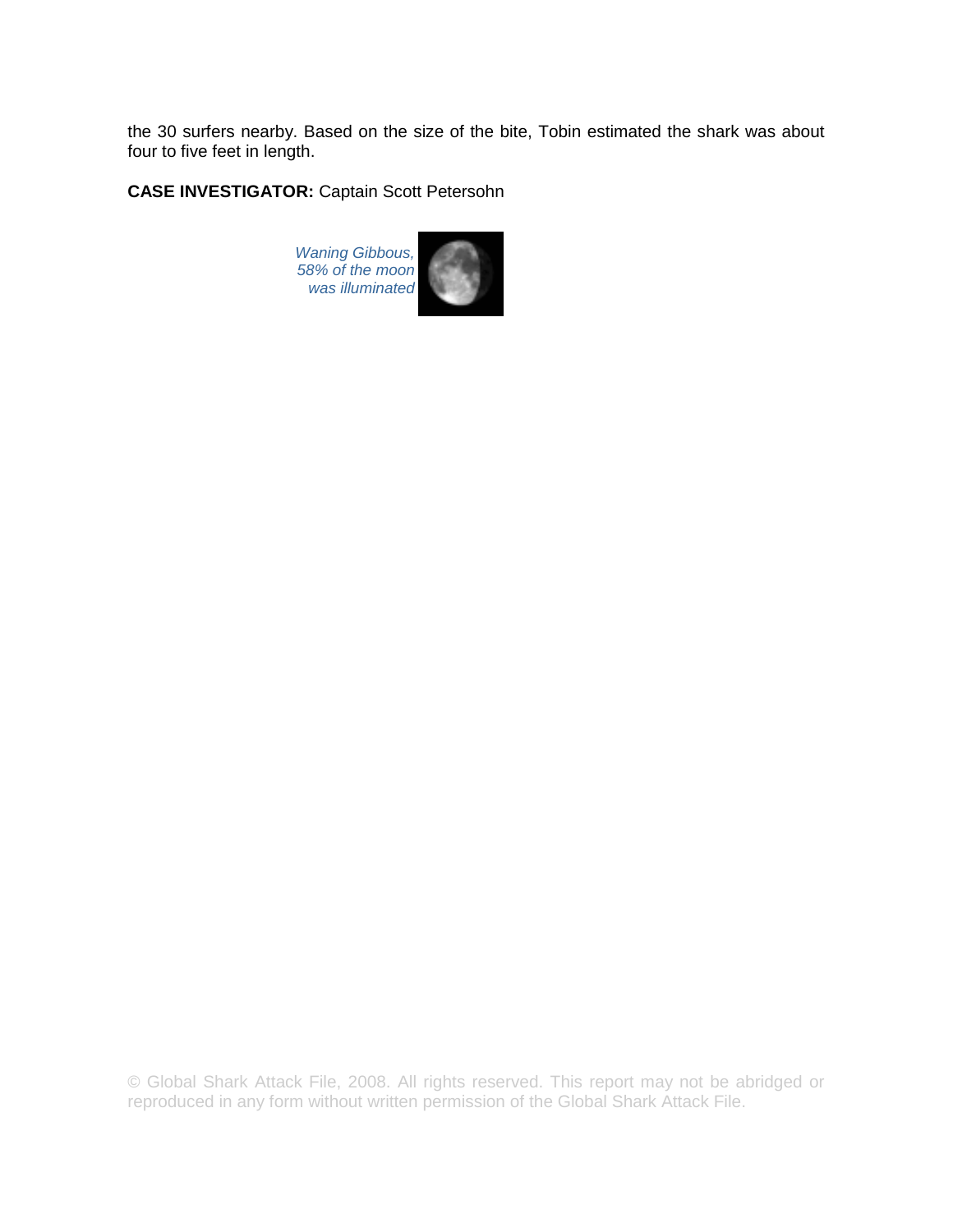the 30 surfers nearby. Based on the size of the bite, Tobin estimated the shark was about four to five feet in length.

**CASE INVESTIGATOR:** Captain Scott Petersohn

*Waning Gibbous, 58% of the moon was illuminated*

© Global Shark Attack File, 2008. All rights reserved. This report may not be abridged or reproduced in any form without written permission of the Global Shark Attack File.